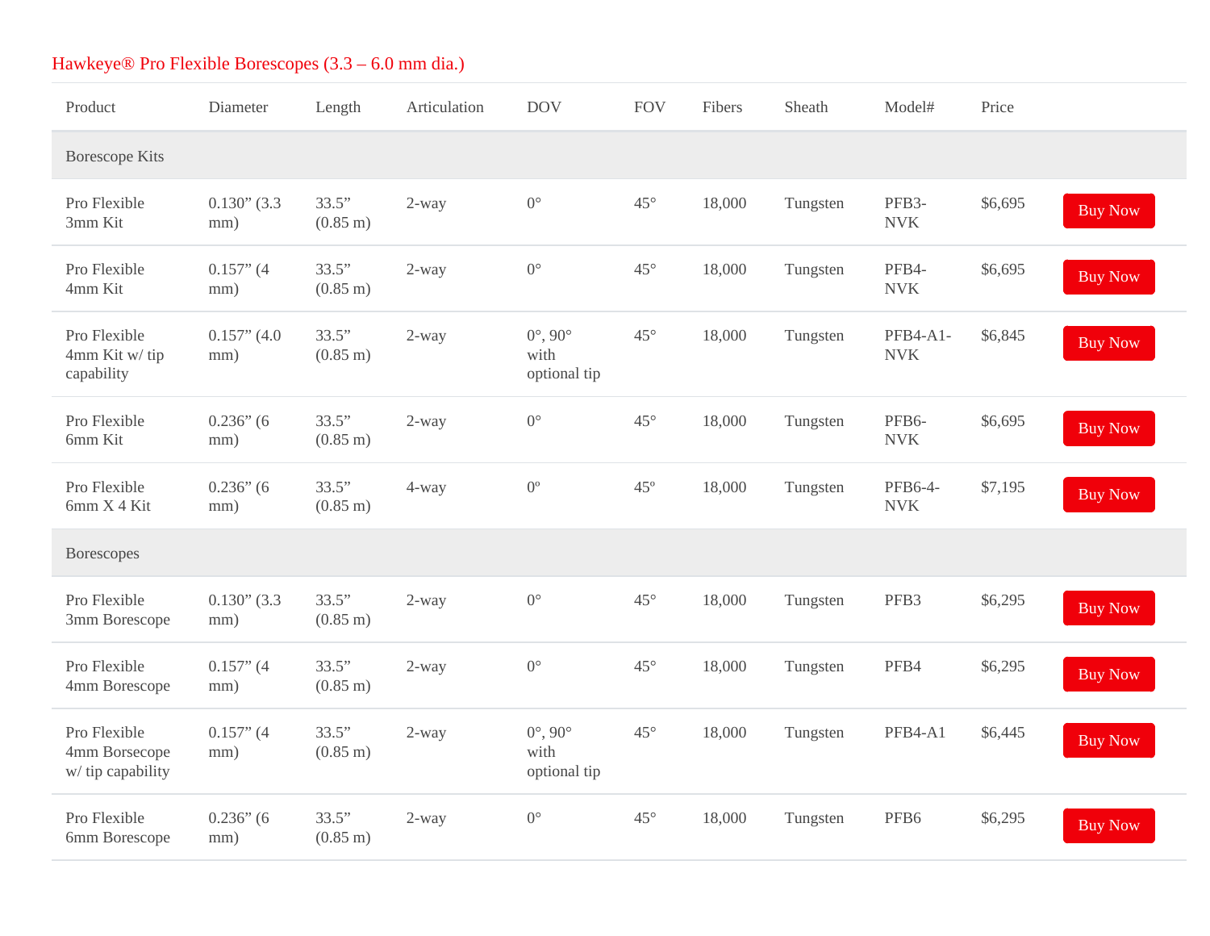## Hawkeye® Pro Flexible Borescopes (3.3 – 6.0 mm dia.)

| Product | Diameter | Length | Articulation | DOV | FOV | Fibers | Sheath | Model# | Price | |
|---|---|---|---|---|---|---|---|---|---|---|
| **Borescope Kits** | | | | | | | | | | |
| Pro Flexible 3mm Kit | 0.130” (3.3 mm) | 33.5” (0.85 m) | 2-way | 0° | 45° | 18,000 | Tungsten | PFB3-NVK | $6,695 | Buy Now |
| Pro Flexible 4mm Kit | 0.157” (4 mm) | 33.5” (0.85 m) | 2-way | 0° | 45° | 18,000 | Tungsten | PFB4-NVK | $6,695 | Buy Now |
| Pro Flexible 4mm Kit w/ tip capability | 0.157” (4.0 mm) | 33.5” (0.85 m) | 2-way | 0°, 90° with optional tip | 45° | 18,000 | Tungsten | PFB4-A1-NVK | $6,845 | Buy Now |
| Pro Flexible 6mm Kit | 0.236” (6 mm) | 33.5” (0.85 m) | 2-way | 0° | 45° | 18,000 | Tungsten | PFB6-NVK | $6,695 | Buy Now |
| Pro Flexible 6mm X 4 Kit | 0.236” (6 mm) | 33.5” (0.85 m) | 4-way | 0º | 45º | 18,000 | Tungsten | PFB6-4-NVK | $7,195 | Buy Now |
| **Borescopes** | | | | | | | | | | |
| Pro Flexible 3mm Borescope | 0.130” (3.3 mm) | 33.5” (0.85 m) | 2-way | 0° | 45° | 18,000 | Tungsten | PFB3 | $6,295 | Buy Now |
| Pro Flexible 4mm Borescope | 0.157” (4 mm) | 33.5” (0.85 m) | 2-way | 0° | 45° | 18,000 | Tungsten | PFB4 | $6,295 | Buy Now |
| Pro Flexible 4mm Borsecope w/ tip capability | 0.157” (4 mm) | 33.5” (0.85 m) | 2-way | 0°, 90° with optional tip | 45° | 18,000 | Tungsten | PFB4-A1 | $6,445 | Buy Now |
| Pro Flexible 6mm Borescope | 0.236” (6 mm) | 33.5” (0.85 m) | 2-way | 0° | 45° | 18,000 | Tungsten | PFB6 | $6,295 | Buy Now |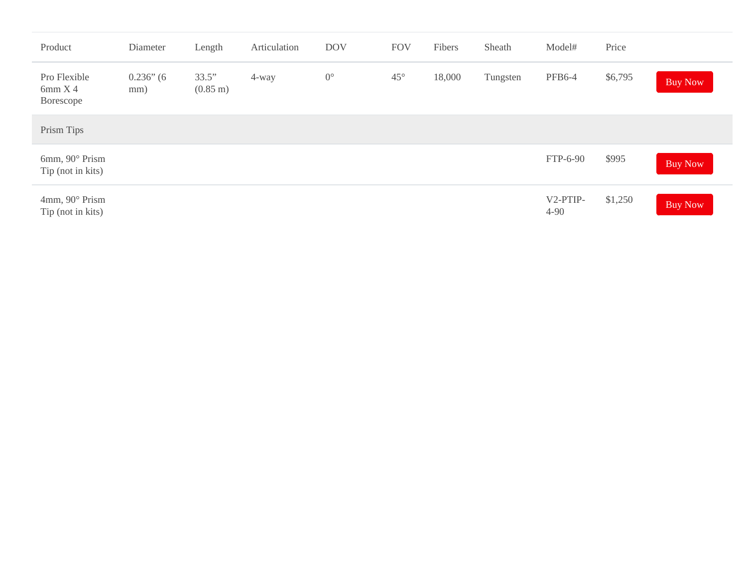| Product | Diameter | Length | Articulation | DOV | FOV | Fibers | Sheath | Model# | Price | |
|---|---|---|---|---|---|---|---|---|---|---|
| Pro Flexible 6mm X 4 Borescope | 0.236" (6 mm) | 33.5" (0.85 m) | 4-way | 0° | 45° | 18,000 | Tungsten | PFB6-4 | $6,795 | Buy Now |
| Prism Tips | | | | | | | | | | |
| 6mm, 90° Prism Tip (not in kits) | | | | | | | | FTP-6-90 | $995 | Buy Now |
| 4mm, 90° Prism Tip (not in kits) | | | | | | | | V2-PTIP-4-90 | $1,250 | Buy Now |